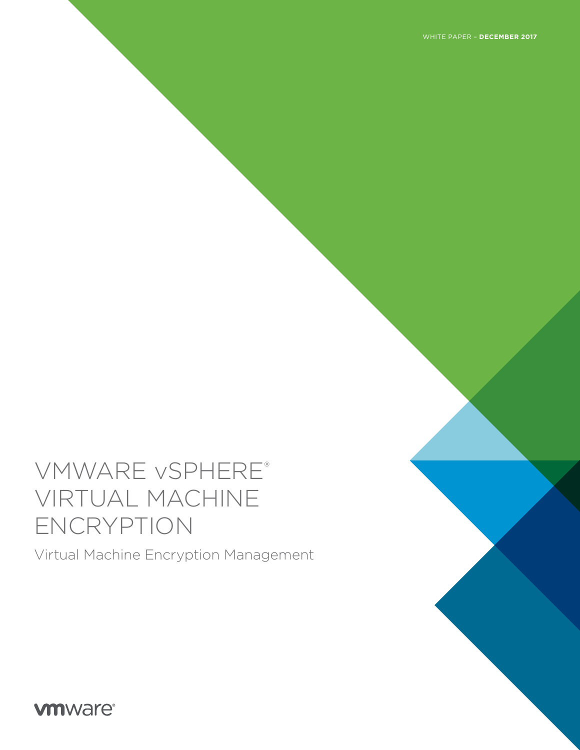WHITE PAPER – **DECEMBER 2017**

# VMWARE vSPHERE® VIRTUAL MACHINE ENCRYPTION

## Virtual Machine Encryption Management

vmware®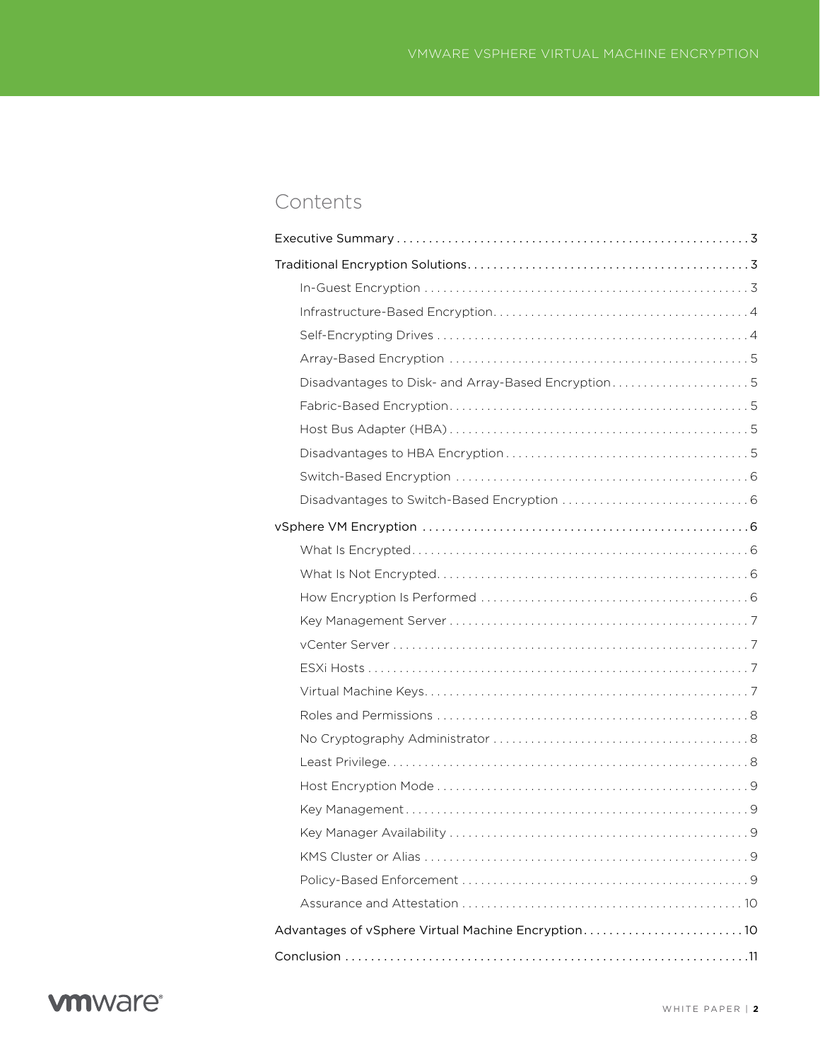# Contents

- Executive Summary . . . . . . . . . . 3
- Traditional Encryption Solutions . . . . . . . . . . 3
  - In-Guest Encryption . . . . . . . . . . 3
  - Infrastructure-Based Encryption . . . . . . . . . . 4
  - Self-Encrypting Drives . . . . . . . . . . 4
  - Array-Based Encryption . . . . . . . . . . 5
  - Disadvantages to Disk- and Array-Based Encryption . . . . . . . . . . 5
  - Fabric-Based Encryption . . . . . . . . . . 5
  - Host Bus Adapter (HBA) . . . . . . . . . . 5
  - Disadvantages to HBA Encryption . . . . . . . . . . 5
  - Switch-Based Encryption . . . . . . . . . . 6
  - Disadvantages to Switch-Based Encryption . . . . . . . . . . 6
- vSphere VM Encryption . . . . . . . . . . 6
  - What Is Encrypted . . . . . . . . . . 6
  - What Is Not Encrypted . . . . . . . . . . 6
  - How Encryption Is Performed . . . . . . . . . . 6
  - Key Management Server . . . . . . . . . . 7
  - vCenter Server . . . . . . . . . . 7
  - ESXi Hosts . . . . . . . . . . 7
  - Virtual Machine Keys . . . . . . . . . . 7
  - Roles and Permissions . . . . . . . . . . 8
  - No Cryptography Administrator . . . . . . . . . . 8
  - Least Privilege . . . . . . . . . . 8
  - Host Encryption Mode . . . . . . . . . . 9
  - Key Management . . . . . . . . . . 9
  - Key Manager Availability . . . . . . . . . . 9
  - KMS Cluster or Alias . . . . . . . . . . 9
  - Policy-Based Enforcement . . . . . . . . . . 9
  - Assurance and Attestation . . . . . . . . . . 10
- Advantages of vSphere Virtual Machine Encryption . . . . . . . . . . 10
- Conclusion . . . . . . . . . . 11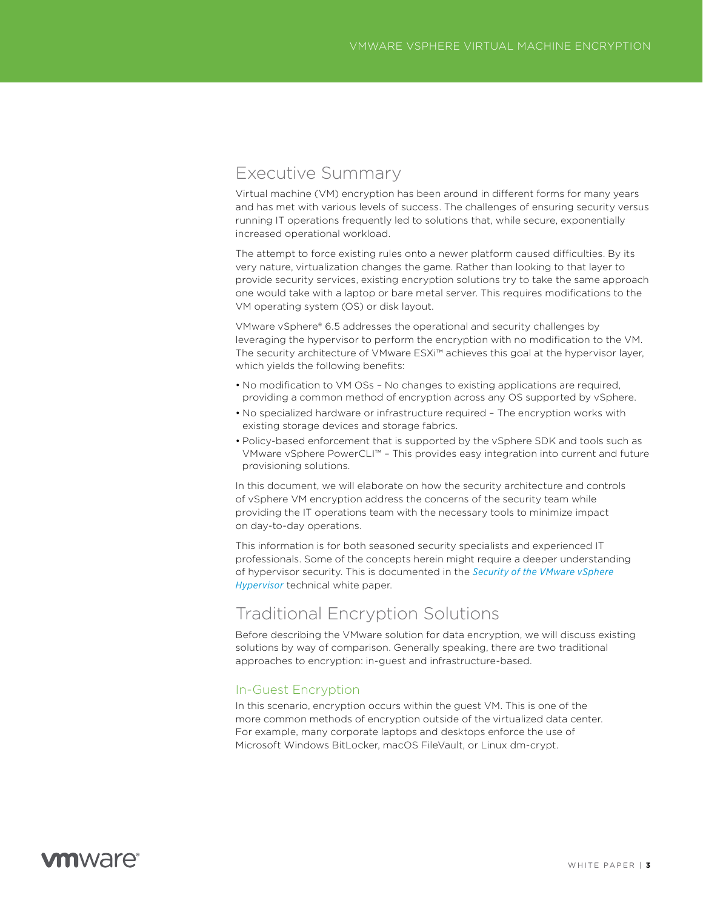## Executive Summary

Virtual machine (VM) encryption has been around in different forms for many years and has met with various levels of success. The challenges of ensuring security versus running IT operations frequently led to solutions that, while secure, exponentially increased operational workload.

The attempt to force existing rules onto a newer platform caused difficulties. By its very nature, virtualization changes the game. Rather than looking to that layer to provide security services, existing encryption solutions try to take the same approach one would take with a laptop or bare metal server. This requires modifications to the VM operating system (OS) or disk layout.

VMware vSphere® 6.5 addresses the operational and security challenges by leveraging the hypervisor to perform the encryption with no modification to the VM. The security architecture of VMware ESXi™ achieves this goal at the hypervisor layer, which yields the following benefits:

- No modification to VM OSs – No changes to existing applications are required, providing a common method of encryption across any OS supported by vSphere.
- No specialized hardware or infrastructure required – The encryption works with existing storage devices and storage fabrics.
- Policy-based enforcement that is supported by the vSphere SDK and tools such as VMware vSphere PowerCLI™ – This provides easy integration into current and future provisioning solutions.

In this document, we will elaborate on how the security architecture and controls of vSphere VM encryption address the concerns of the security team while providing the IT operations team with the necessary tools to minimize impact on day-to-day operations.

This information is for both seasoned security specialists and experienced IT professionals. Some of the concepts herein might require a deeper understanding of hypervisor security. This is documented in the *Security of the VMware vSphere Hypervisor* technical white paper.

## Traditional Encryption Solutions

Before describing the VMware solution for data encryption, we will discuss existing solutions by way of comparison. Generally speaking, there are two traditional approaches to encryption: in-guest and infrastructure-based.

### In-Guest Encryption

In this scenario, encryption occurs within the guest VM. This is one of the more common methods of encryption outside of the virtualized data center. For example, many corporate laptops and desktops enforce the use of Microsoft Windows BitLocker, macOS FileVault, or Linux dm-crypt.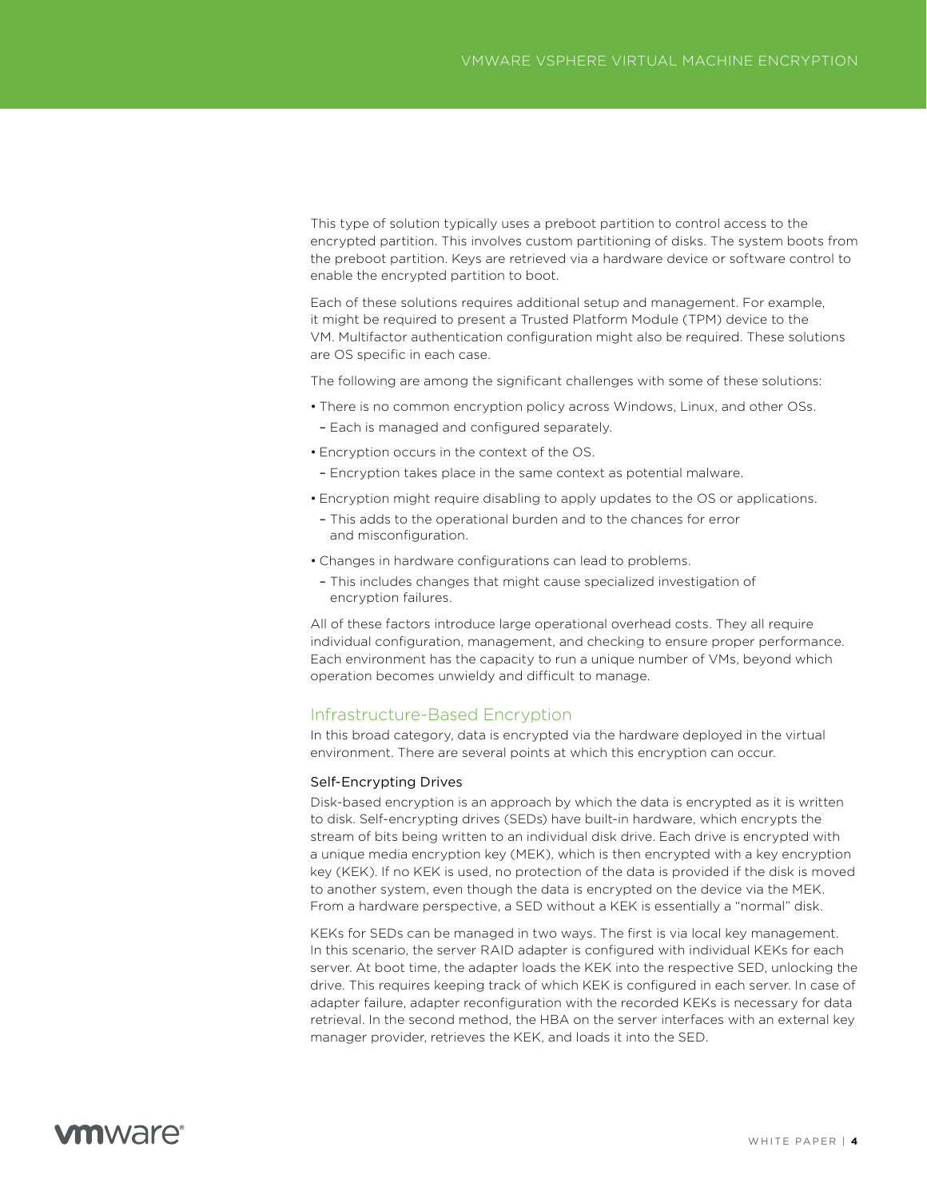This type of solution typically uses a preboot partition to control access to the encrypted partition. This involves custom partitioning of disks. The system boots from the preboot partition. Keys are retrieved via a hardware device or software control to enable the encrypted partition to boot.

Each of these solutions requires additional setup and management. For example, it might be required to present a Trusted Platform Module (TPM) device to the VM. Multifactor authentication configuration might also be required. These solutions are OS specific in each case.

The following are among the significant challenges with some of these solutions:

- There is no common encryption policy across Windows, Linux, and other OSs.
  - Each is managed and configured separately.
- Encryption occurs in the context of the OS.
  - Encryption takes place in the same context as potential malware.
- Encryption might require disabling to apply updates to the OS or applications.
  - This adds to the operational burden and to the chances for error and misconfiguration.
- Changes in hardware configurations can lead to problems.
  - This includes changes that might cause specialized investigation of encryption failures.

All of these factors introduce large operational overhead costs. They all require individual configuration, management, and checking to ensure proper performance. Each environment has the capacity to run a unique number of VMs, beyond which operation becomes unwieldy and difficult to manage.

## Infrastructure-Based Encryption

In this broad category, data is encrypted via the hardware deployed in the virtual environment. There are several points at which this encryption can occur.

### Self-Encrypting Drives

Disk-based encryption is an approach by which the data is encrypted as it is written to disk. Self-encrypting drives (SEDs) have built-in hardware, which encrypts the stream of bits being written to an individual disk drive. Each drive is encrypted with a unique media encryption key (MEK), which is then encrypted with a key encryption key (KEK). If no KEK is used, no protection of the data is provided if the disk is moved to another system, even though the data is encrypted on the device via the MEK. From a hardware perspective, a SED without a KEK is essentially a "normal" disk.

KEKs for SEDs can be managed in two ways. The first is via local key management. In this scenario, the server RAID adapter is configured with individual KEKs for each server. At boot time, the adapter loads the KEK into the respective SED, unlocking the drive. This requires keeping track of which KEK is configured in each server. In case of adapter failure, adapter reconfiguration with the recorded KEKs is necessary for data retrieval. In the second method, the HBA on the server interfaces with an external key manager provider, retrieves the KEK, and loads it into the SED.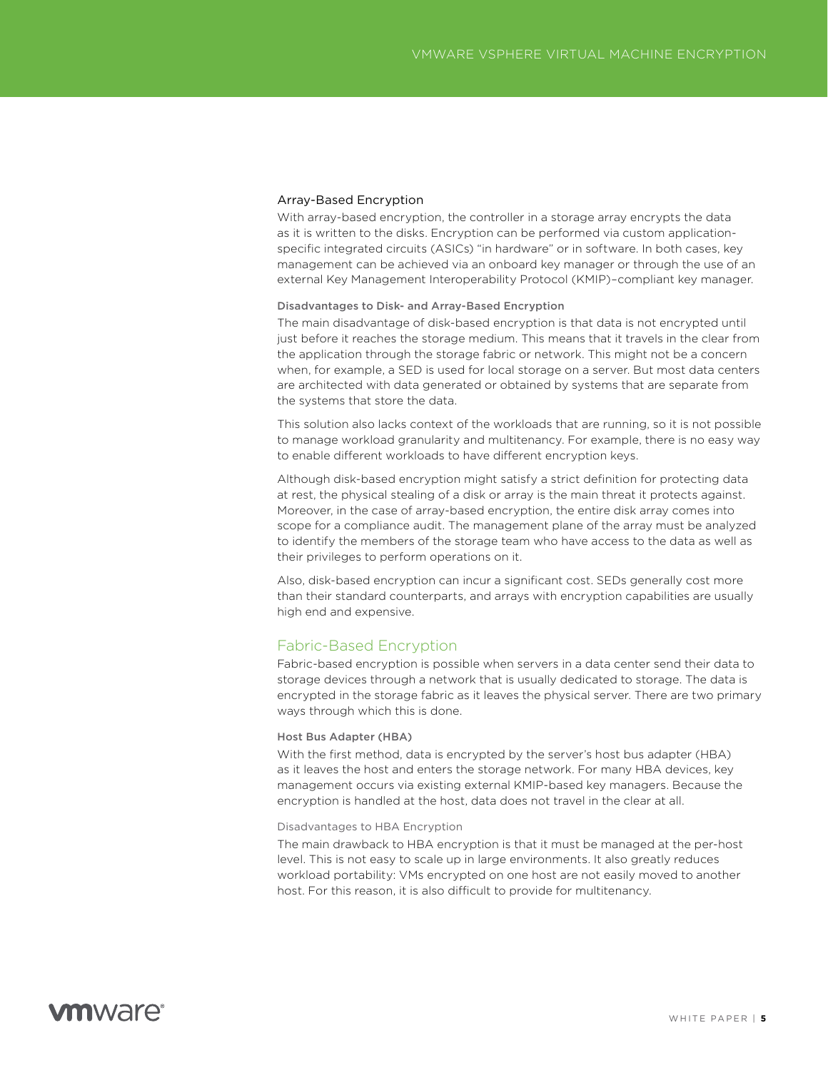### Array-Based Encryption

With array-based encryption, the controller in a storage array encrypts the data as it is written to the disks. Encryption can be performed via custom application-specific integrated circuits (ASICs) "in hardware" or in software. In both cases, key management can be achieved via an onboard key manager or through the use of an external Key Management Interoperability Protocol (KMIP)–compliant key manager.

#### Disadvantages to Disk- and Array-Based Encryption

The main disadvantage of disk-based encryption is that data is not encrypted until just before it reaches the storage medium. This means that it travels in the clear from the application through the storage fabric or network. This might not be a concern when, for example, a SED is used for local storage on a server. But most data centers are architected with data generated or obtained by systems that are separate from the systems that store the data.

This solution also lacks context of the workloads that are running, so it is not possible to manage workload granularity and multitenancy. For example, there is no easy way to enable different workloads to have different encryption keys.

Although disk-based encryption might satisfy a strict definition for protecting data at rest, the physical stealing of a disk or array is the main threat it protects against. Moreover, in the case of array-based encryption, the entire disk array comes into scope for a compliance audit. The management plane of the array must be analyzed to identify the members of the storage team who have access to the data as well as their privileges to perform operations on it.

Also, disk-based encryption can incur a significant cost. SEDs generally cost more than their standard counterparts, and arrays with encryption capabilities are usually high end and expensive.

## Fabric-Based Encryption

Fabric-based encryption is possible when servers in a data center send their data to storage devices through a network that is usually dedicated to storage. The data is encrypted in the storage fabric as it leaves the physical server. There are two primary ways through which this is done.

#### Host Bus Adapter (HBA)

With the first method, data is encrypted by the server's host bus adapter (HBA) as it leaves the host and enters the storage network. For many HBA devices, key management occurs via existing external KMIP-based key managers. Because the encryption is handled at the host, data does not travel in the clear at all.

##### Disadvantages to HBA Encryption

The main drawback to HBA encryption is that it must be managed at the per-host level. This is not easy to scale up in large environments. It also greatly reduces workload portability: VMs encrypted on one host are not easily moved to another host. For this reason, it is also difficult to provide for multitenancy.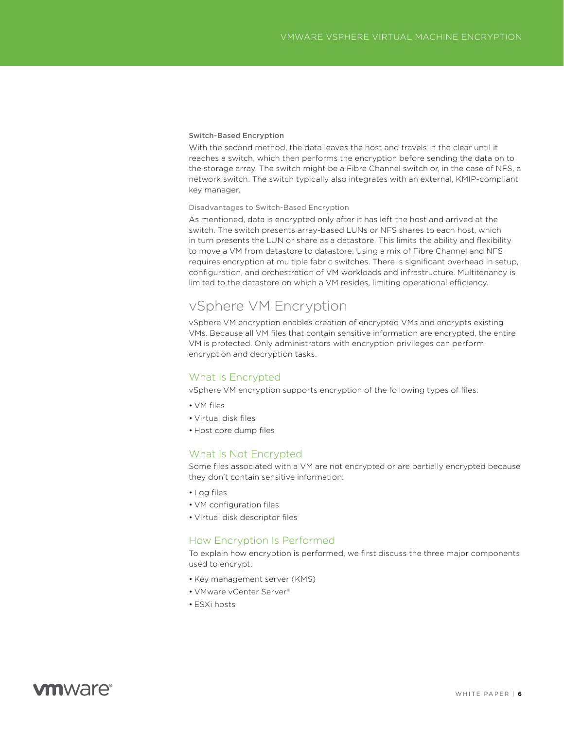### Switch-Based Encryption

With the second method, the data leaves the host and travels in the clear until it reaches a switch, which then performs the encryption before sending the data on to the storage array. The switch might be a Fibre Channel switch or, in the case of NFS, a network switch. The switch typically also integrates with an external, KMIP-compliant key manager.

#### Disadvantages to Switch-Based Encryption

As mentioned, data is encrypted only after it has left the host and arrived at the switch. The switch presents array-based LUNs or NFS shares to each host, which in turn presents the LUN or share as a datastore. This limits the ability and flexibility to move a VM from datastore to datastore. Using a mix of Fibre Channel and NFS requires encryption at multiple fabric switches. There is significant overhead in setup, configuration, and orchestration of VM workloads and infrastructure. Multitenancy is limited to the datastore on which a VM resides, limiting operational efficiency.

# vSphere VM Encryption

vSphere VM encryption enables creation of encrypted VMs and encrypts existing VMs. Because all VM files that contain sensitive information are encrypted, the entire VM is protected. Only administrators with encryption privileges can perform encryption and decryption tasks.

## What Is Encrypted

vSphere VM encryption supports encryption of the following types of files:

- VM files
- Virtual disk files
- Host core dump files

## What Is Not Encrypted

Some files associated with a VM are not encrypted or are partially encrypted because they don't contain sensitive information:

- Log files
- VM configuration files
- Virtual disk descriptor files

## How Encryption Is Performed

To explain how encryption is performed, we first discuss the three major components used to encrypt:

- Key management server (KMS)
- VMware vCenter Server®
- ESXi hosts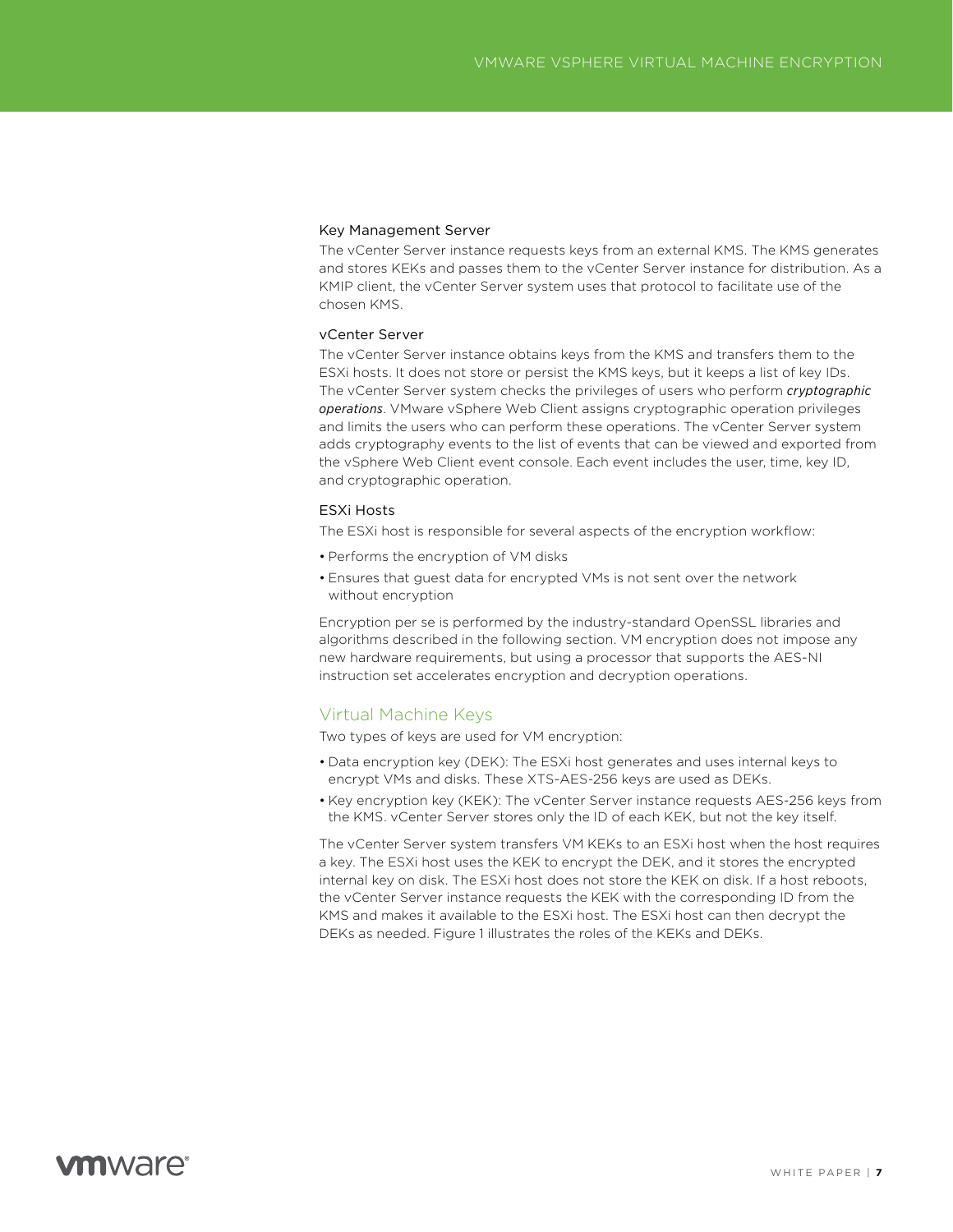### Key Management Server

The vCenter Server instance requests keys from an external KMS. The KMS generates and stores KEKs and passes them to the vCenter Server instance for distribution. As a KMIP client, the vCenter Server system uses that protocol to facilitate use of the chosen KMS.

### vCenter Server

The vCenter Server instance obtains keys from the KMS and transfers them to the ESXi hosts. It does not store or persist the KMS keys, but it keeps a list of key IDs. The vCenter Server system checks the privileges of users who perform ***cryptographic operations***. VMware vSphere Web Client assigns cryptographic operation privileges and limits the users who can perform these operations. The vCenter Server system adds cryptography events to the list of events that can be viewed and exported from the vSphere Web Client event console. Each event includes the user, time, key ID, and cryptographic operation.

### ESXi Hosts

The ESXi host is responsible for several aspects of the encryption workflow:

- Performs the encryption of VM disks
- Ensures that guest data for encrypted VMs is not sent over the network without encryption

Encryption per se is performed by the industry-standard OpenSSL libraries and algorithms described in the following section. VM encryption does not impose any new hardware requirements, but using a processor that supports the AES-NI instruction set accelerates encryption and decryption operations.

## Virtual Machine Keys

Two types of keys are used for VM encryption:

- Data encryption key (DEK): The ESXi host generates and uses internal keys to encrypt VMs and disks. These XTS-AES-256 keys are used as DEKs.
- Key encryption key (KEK): The vCenter Server instance requests AES-256 keys from the KMS. vCenter Server stores only the ID of each KEK, but not the key itself.

The vCenter Server system transfers VM KEKs to an ESXi host when the host requires a key. The ESXi host uses the KEK to encrypt the DEK, and it stores the encrypted internal key on disk. The ESXi host does not store the KEK on disk. If a host reboots, the vCenter Server instance requests the KEK with the corresponding ID from the KMS and makes it available to the ESXi host. The ESXi host can then decrypt the DEKs as needed. Figure 1 illustrates the roles of the KEKs and DEKs.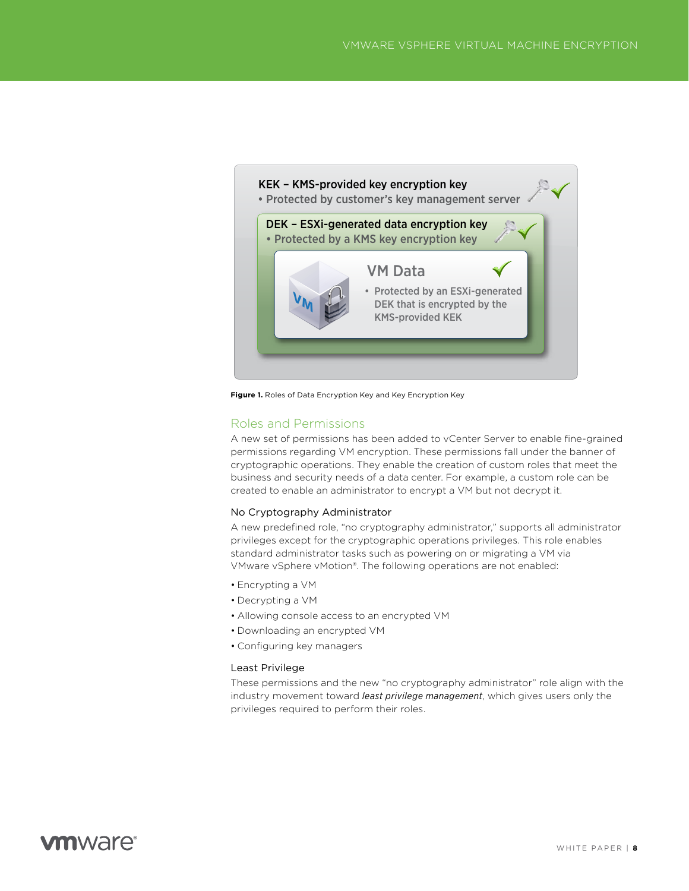**KEK – KMS-provided key encryption key**
- Protected by customer's key management server

**DEK – ESXi-generated data encryption key**
- Protected by a KMS key encryption key

**VM Data**
- Protected by an ESXi-generated DEK that is encrypted by the KMS-provided KEK

**Figure 1.** Roles of Data Encryption Key and Key Encryption Key

## Roles and Permissions

A new set of permissions has been added to vCenter Server to enable fine-grained permissions regarding VM encryption. These permissions fall under the banner of cryptographic operations. They enable the creation of custom roles that meet the business and security needs of a data center. For example, a custom role can be created to enable an administrator to encrypt a VM but not decrypt it.

### No Cryptography Administrator

A new predefined role, "no cryptography administrator," supports all administrator privileges except for the cryptographic operations privileges. This role enables standard administrator tasks such as powering on or migrating a VM via VMware vSphere vMotion®. The following operations are not enabled:

- Encrypting a VM
- Decrypting a VM
- Allowing console access to an encrypted VM
- Downloading an encrypted VM
- Configuring key managers

### Least Privilege

These permissions and the new "no cryptography administrator" role align with the industry movement toward *least privilege management*, which gives users only the privileges required to perform their roles.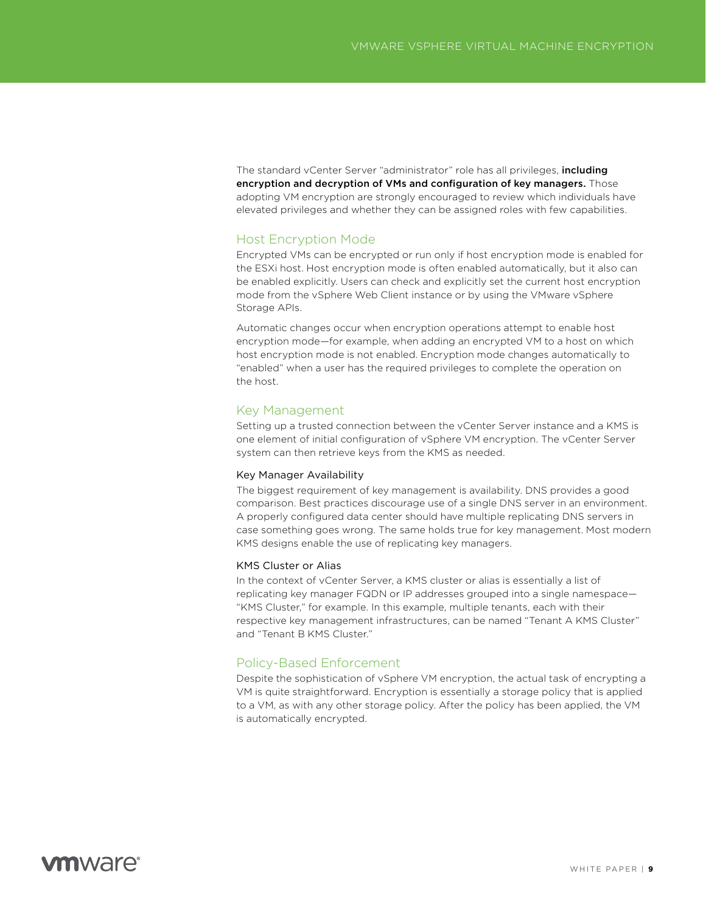The standard vCenter Server "administrator" role has all privileges, **including encryption and decryption of VMs and configuration of key managers.** Those adopting VM encryption are strongly encouraged to review which individuals have elevated privileges and whether they can be assigned roles with few capabilities.

## Host Encryption Mode

Encrypted VMs can be encrypted or run only if host encryption mode is enabled for the ESXi host. Host encryption mode is often enabled automatically, but it also can be enabled explicitly. Users can check and explicitly set the current host encryption mode from the vSphere Web Client instance or by using the VMware vSphere Storage APIs.

Automatic changes occur when encryption operations attempt to enable host encryption mode—for example, when adding an encrypted VM to a host on which host encryption mode is not enabled. Encryption mode changes automatically to "enabled" when a user has the required privileges to complete the operation on the host.

## Key Management

Setting up a trusted connection between the vCenter Server instance and a KMS is one element of initial configuration of vSphere VM encryption. The vCenter Server system can then retrieve keys from the KMS as needed.

### Key Manager Availability

The biggest requirement of key management is availability. DNS provides a good comparison. Best practices discourage use of a single DNS server in an environment. A properly configured data center should have multiple replicating DNS servers in case something goes wrong. The same holds true for key management. Most modern KMS designs enable the use of replicating key managers.

### KMS Cluster or Alias

In the context of vCenter Server, a KMS cluster or alias is essentially a list of replicating key manager FQDN or IP addresses grouped into a single namespace—"KMS Cluster," for example. In this example, multiple tenants, each with their respective key management infrastructures, can be named "Tenant A KMS Cluster" and "Tenant B KMS Cluster."

## Policy-Based Enforcement

Despite the sophistication of vSphere VM encryption, the actual task of encrypting a VM is quite straightforward. Encryption is essentially a storage policy that is applied to a VM, as with any other storage policy. After the policy has been applied, the VM is automatically encrypted.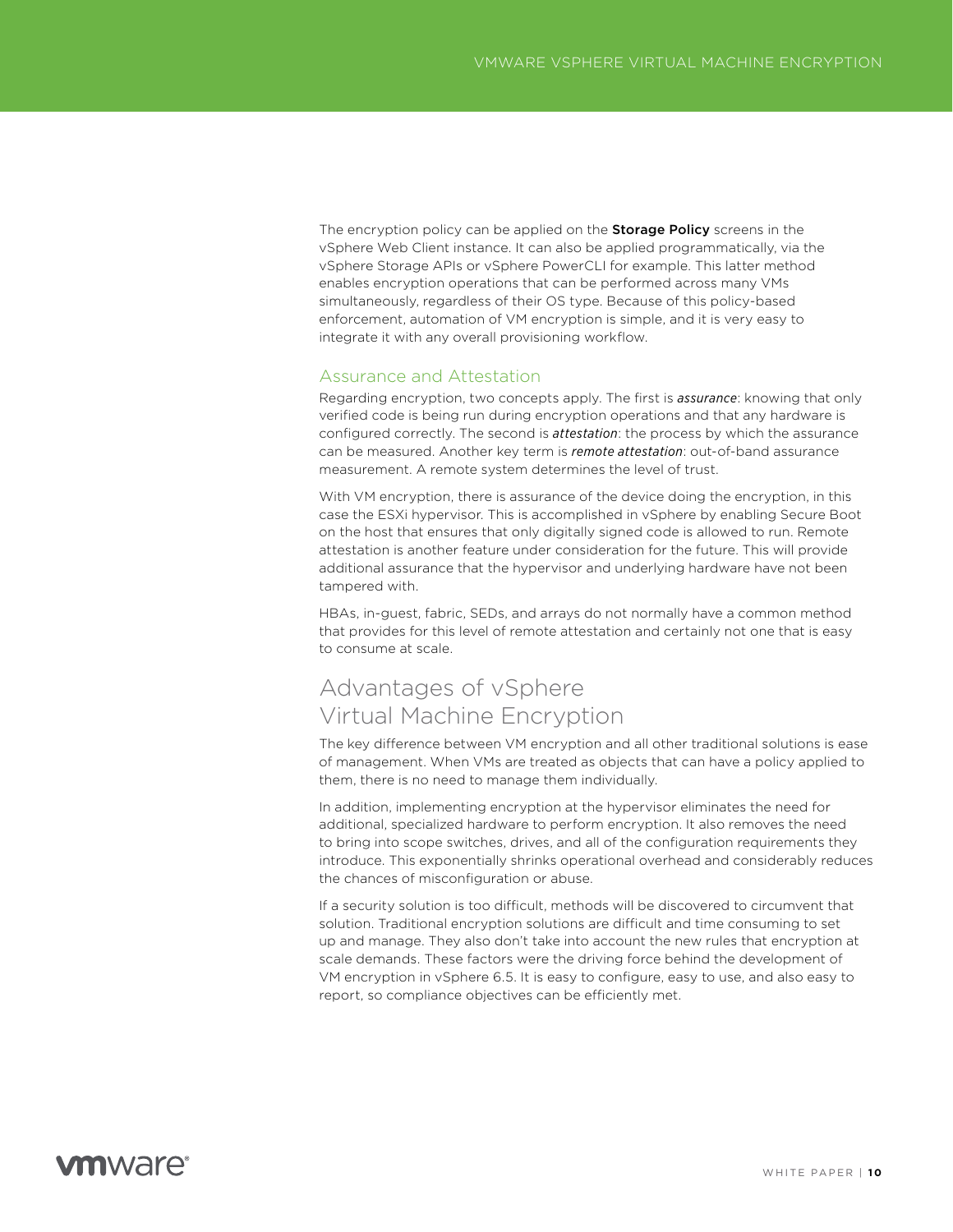The encryption policy can be applied on the **Storage Policy** screens in the vSphere Web Client instance. It can also be applied programmatically, via the vSphere Storage APIs or vSphere PowerCLI for example. This latter method enables encryption operations that can be performed across many VMs simultaneously, regardless of their OS type. Because of this policy-based enforcement, automation of VM encryption is simple, and it is very easy to integrate it with any overall provisioning workflow.

### Assurance and Attestation

Regarding encryption, two concepts apply. The first is ***assurance***: knowing that only verified code is being run during encryption operations and that any hardware is configured correctly. The second is ***attestation***: the process by which the assurance can be measured. Another key term is ***remote attestation***: out-of-band assurance measurement. A remote system determines the level of trust.

With VM encryption, there is assurance of the device doing the encryption, in this case the ESXi hypervisor. This is accomplished in vSphere by enabling Secure Boot on the host that ensures that only digitally signed code is allowed to run. Remote attestation is another feature under consideration for the future. This will provide additional assurance that the hypervisor and underlying hardware have not been tampered with.

HBAs, in-guest, fabric, SEDs, and arrays do not normally have a common method that provides for this level of remote attestation and certainly not one that is easy to consume at scale.

## Advantages of vSphere Virtual Machine Encryption

The key difference between VM encryption and all other traditional solutions is ease of management. When VMs are treated as objects that can have a policy applied to them, there is no need to manage them individually.

In addition, implementing encryption at the hypervisor eliminates the need for additional, specialized hardware to perform encryption. It also removes the need to bring into scope switches, drives, and all of the configuration requirements they introduce. This exponentially shrinks operational overhead and considerably reduces the chances of misconfiguration or abuse.

If a security solution is too difficult, methods will be discovered to circumvent that solution. Traditional encryption solutions are difficult and time consuming to set up and manage. They also don't take into account the new rules that encryption at scale demands. These factors were the driving force behind the development of VM encryption in vSphere 6.5. It is easy to configure, easy to use, and also easy to report, so compliance objectives can be efficiently met.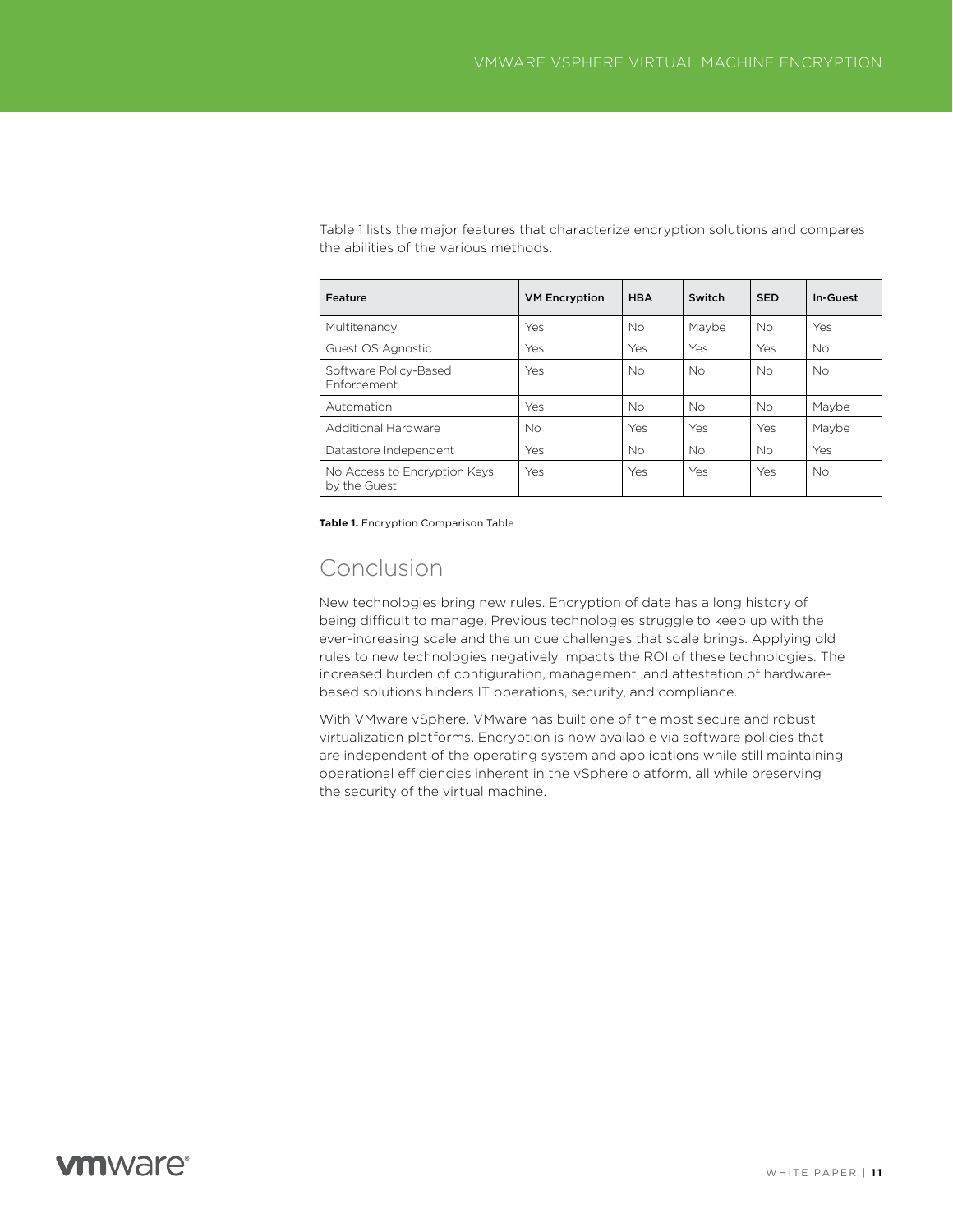Table 1 lists the major features that characterize encryption solutions and compares the abilities of the various methods.

| Feature | VM Encryption | HBA | Switch | SED | In-Guest |
|---|---|---|---|---|---|
| Multitenancy | Yes | No | Maybe | No | Yes |
| Guest OS Agnostic | Yes | Yes | Yes | Yes | No |
| Software Policy-Based Enforcement | Yes | No | No | No | No |
| Automation | Yes | No | No | No | Maybe |
| Additional Hardware | No | Yes | Yes | Yes | Maybe |
| Datastore Independent | Yes | No | No | No | Yes |
| No Access to Encryption Keys by the Guest | Yes | Yes | Yes | Yes | No |

**Table 1.** Encryption Comparison Table

## Conclusion

New technologies bring new rules. Encryption of data has a long history of being difficult to manage. Previous technologies struggle to keep up with the ever-increasing scale and the unique challenges that scale brings. Applying old rules to new technologies negatively impacts the ROI of these technologies. The increased burden of configuration, management, and attestation of hardware-based solutions hinders IT operations, security, and compliance.

With VMware vSphere, VMware has built one of the most secure and robust virtualization platforms. Encryption is now available via software policies that are independent of the operating system and applications while still maintaining operational efficiencies inherent in the vSphere platform, all while preserving the security of the virtual machine.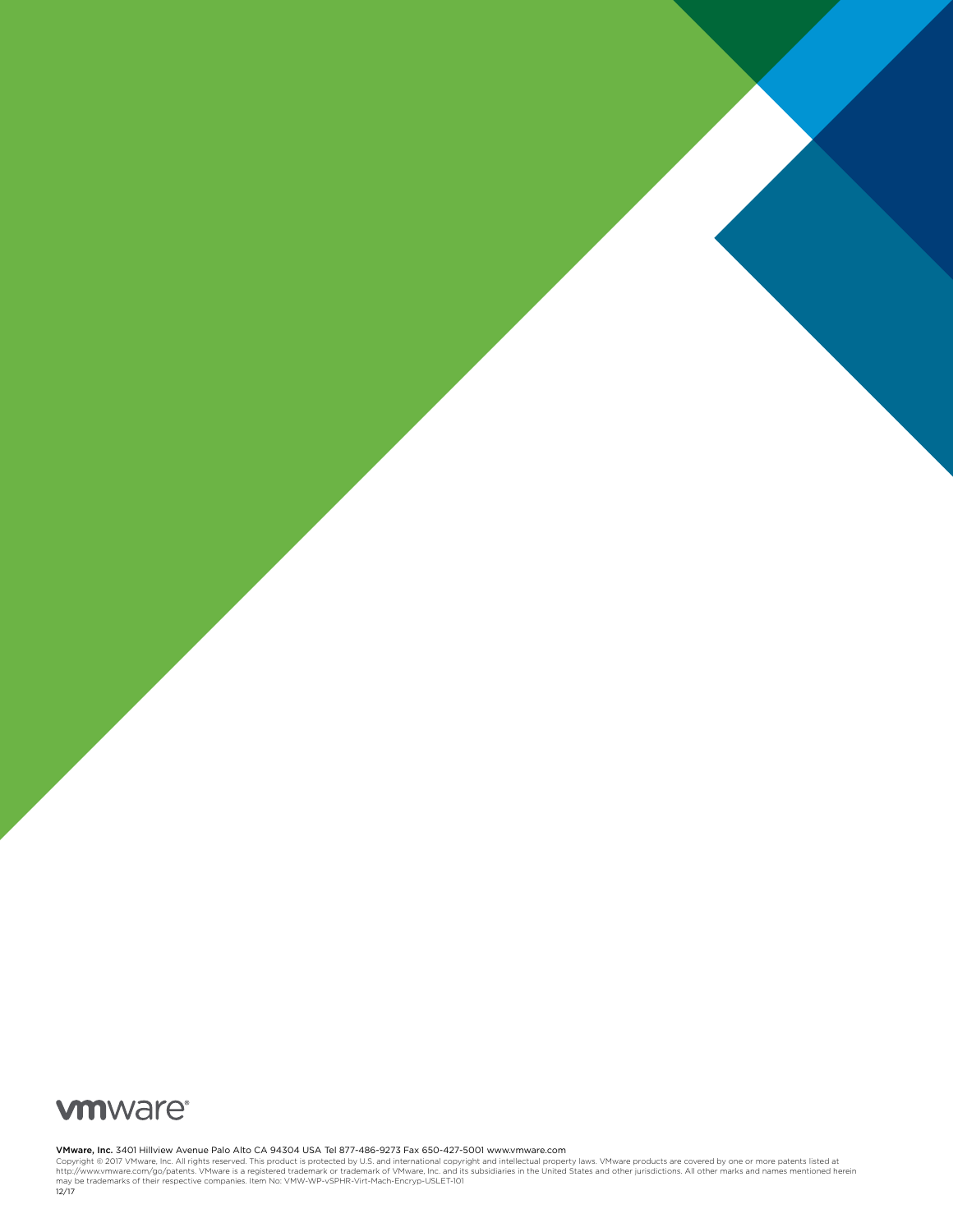vmware®

**VMware, Inc.** 3401 Hillview Avenue Palo Alto CA 94304 USA Tel 877-486-9273 Fax 650-427-5001 www.vmware.com
Copyright © 2017 VMware, Inc. All rights reserved. This product is protected by U.S. and international copyright and intellectual property laws. VMware products are covered by one or more patents listed at http://www.vmware.com/go/patents. VMware is a registered trademark or trademark of VMware, Inc. and its subsidiaries in the United States and other jurisdictions. All other marks and names mentioned herein may be trademarks of their respective companies. Item No: VMW-WP-vSPHR-Virt-Mach-Encryp-USLET-101
12/17